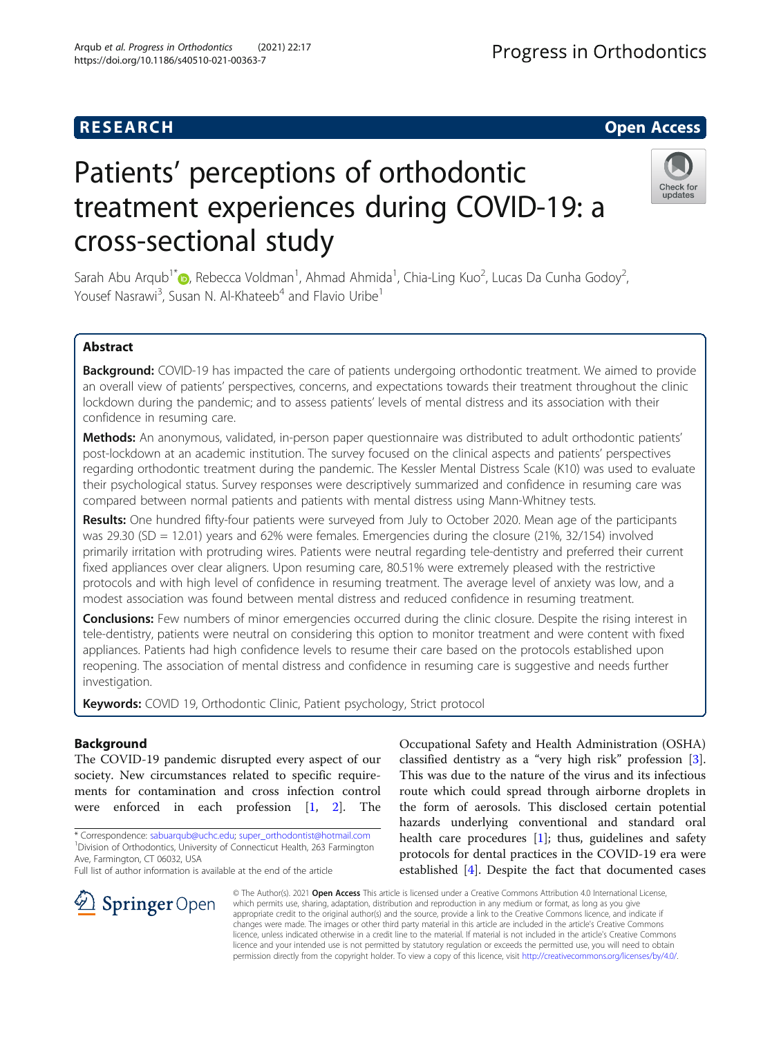RESEARCH

Open Access

# Patients' perceptions of orthodontic treatment experiences during COVID-19: a cross-sectional study

Sarah Abu Arqub[1*], Rebecca Voldman[1], Ahmad Ahmida[1], Chia-Ling Kuo[2], Lucas Da Cunha Godoy[2], Yousef Nasrawi[3], Susan N. Al-Khateeb[4] and Flavio Uribe[1]

## Abstract

**Background:** COVID-19 has impacted the care of patients undergoing orthodontic treatment. We aimed to provide an overall view of patients' perspectives, concerns, and expectations towards their treatment throughout the clinic lockdown during the pandemic; and to assess patients' levels of mental distress and its association with their confidence in resuming care.

**Methods:** An anonymous, validated, in-person paper questionnaire was distributed to adult orthodontic patients' post-lockdown at an academic institution. The survey focused on the clinical aspects and patients' perspectives regarding orthodontic treatment during the pandemic. The Kessler Mental Distress Scale (K10) was used to evaluate their psychological status. Survey responses were descriptively summarized and confidence in resuming care was compared between normal patients and patients with mental distress using Mann-Whitney tests.

**Results:** One hundred fifty-four patients were surveyed from July to October 2020. Mean age of the participants was 29.30 (SD = 12.01) years and 62% were females. Emergencies during the closure (21%, 32/154) involved primarily irritation with protruding wires. Patients were neutral regarding tele-dentistry and preferred their current fixed appliances over clear aligners. Upon resuming care, 80.51% were extremely pleased with the restrictive protocols and with high level of confidence in resuming treatment. The average level of anxiety was low, and a modest association was found between mental distress and reduced confidence in resuming treatment.

**Conclusions:** Few numbers of minor emergencies occurred during the clinic closure. Despite the rising interest in tele-dentistry, patients were neutral on considering this option to monitor treatment and were content with fixed appliances. Patients had high confidence levels to resume their care based on the protocols established upon reopening. The association of mental distress and confidence in resuming care is suggestive and needs further investigation.

**Keywords:** COVID 19, Orthodontic Clinic, Patient psychology, Strict protocol

## Background

The COVID-19 pandemic disrupted every aspect of our society. New circumstances related to specific requirements for contamination and cross infection control were enforced in each profession [1, 2]. The Occupational Safety and Health Administration (OSHA) classified dentistry as a "very high risk" profession [3]. This was due to the nature of the virus and its infectious route which could spread through airborne droplets in the form of aerosols. This disclosed certain potential hazards underlying conventional and standard oral health care procedures [1]; thus, guidelines and safety protocols for dental practices in the COVID-19 era were established [4]. Despite the fact that documented cases

* Correspondence: sabuarqub@uchc.edu; super_orthodontist@hotmail.com
[1]Division of Orthodontics, University of Connecticut Health, 263 Farmington Ave, Farmington, CT 06032, USA
Full list of author information is available at the end of the article

© The Author(s). 2021 **Open Access** This article is licensed under a Creative Commons Attribution 4.0 International License, which permits use, sharing, adaptation, distribution and reproduction in any medium or format, as long as you give appropriate credit to the original author(s) and the source, provide a link to the Creative Commons licence, and indicate if changes were made. The images or other third party material in this article are included in the article's Creative Commons licence, unless indicated otherwise in a credit line to the material. If material is not included in the article's Creative Commons licence and your intended use is not permitted by statutory regulation or exceeds the permitted use, you will need to obtain permission directly from the copyright holder. To view a copy of this licence, visit http://creativecommons.org/licenses/by/4.0/.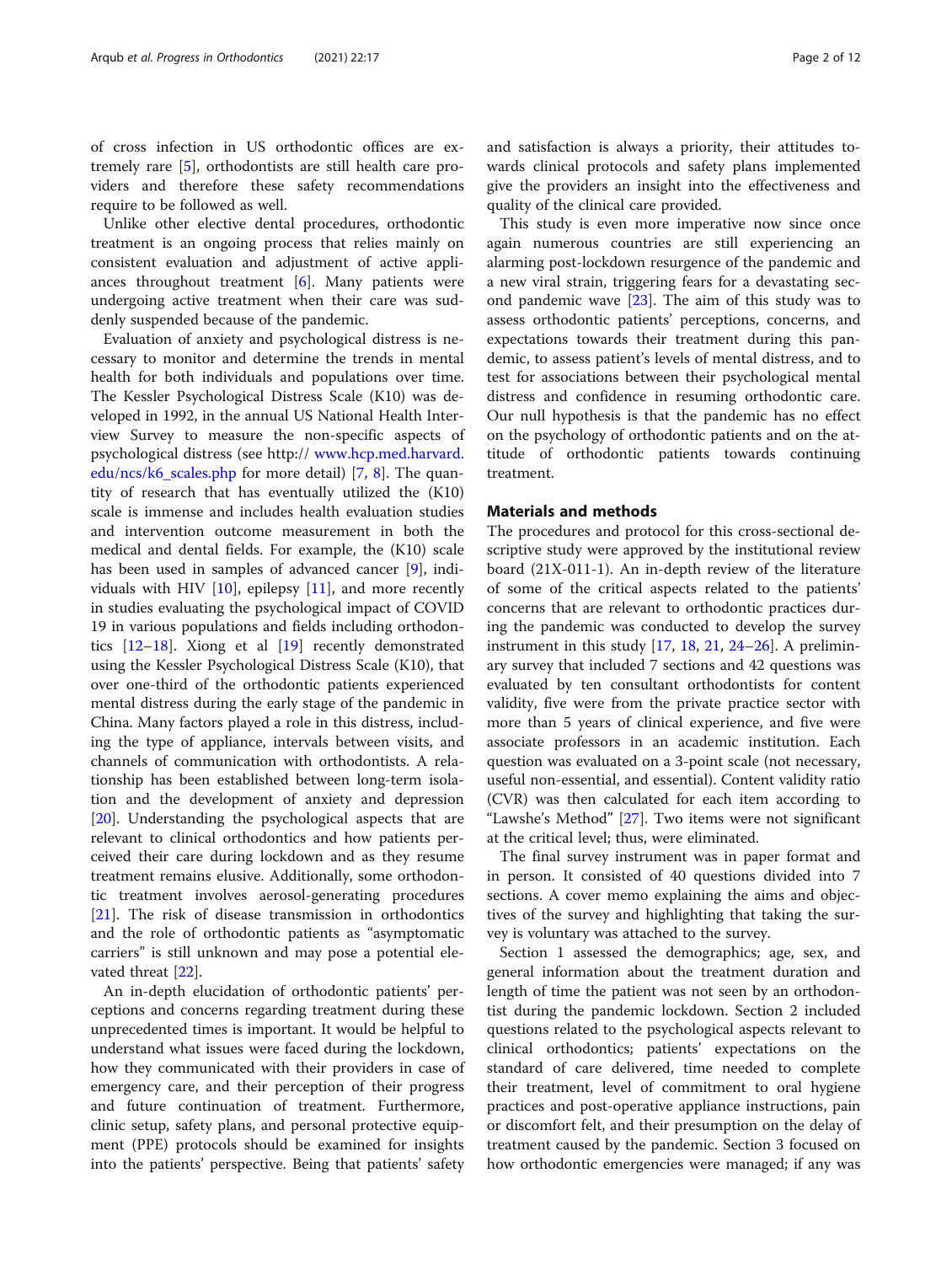of cross infection in US orthodontic offices are extremely rare [5], orthodontists are still health care providers and therefore these safety recommendations require to be followed as well.

Unlike other elective dental procedures, orthodontic treatment is an ongoing process that relies mainly on consistent evaluation and adjustment of active appliances throughout treatment [6]. Many patients were undergoing active treatment when their care was suddenly suspended because of the pandemic.

Evaluation of anxiety and psychological distress is necessary to monitor and determine the trends in mental health for both individuals and populations over time. The Kessler Psychological Distress Scale (K10) was developed in 1992, in the annual US National Health Interview Survey to measure the non-specific aspects of psychological distress (see http:// www.hcp.med.harvard.edu/ncs/k6_scales.php for more detail) [7, 8]. The quantity of research that has eventually utilized the (K10) scale is immense and includes health evaluation studies and intervention outcome measurement in both the medical and dental fields. For example, the (K10) scale has been used in samples of advanced cancer [9], individuals with HIV [10], epilepsy [11], and more recently in studies evaluating the psychological impact of COVID 19 in various populations and fields including orthodontics [12–18]. Xiong et al [19] recently demonstrated using the Kessler Psychological Distress Scale (K10), that over one-third of the orthodontic patients experienced mental distress during the early stage of the pandemic in China. Many factors played a role in this distress, including the type of appliance, intervals between visits, and channels of communication with orthodontists. A relationship has been established between long-term isolation and the development of anxiety and depression [20]. Understanding the psychological aspects that are relevant to clinical orthodontics and how patients perceived their care during lockdown and as they resume treatment remains elusive. Additionally, some orthodontic treatment involves aerosol-generating procedures [21]. The risk of disease transmission in orthodontics and the role of orthodontic patients as "asymptomatic carriers" is still unknown and may pose a potential elevated threat [22].

An in-depth elucidation of orthodontic patients' perceptions and concerns regarding treatment during these unprecedented times is important. It would be helpful to understand what issues were faced during the lockdown, how they communicated with their providers in case of emergency care, and their perception of their progress and future continuation of treatment. Furthermore, clinic setup, safety plans, and personal protective equipment (PPE) protocols should be examined for insights into the patients' perspective. Being that patients' safety and satisfaction is always a priority, their attitudes towards clinical protocols and safety plans implemented give the providers an insight into the effectiveness and quality of the clinical care provided.

This study is even more imperative now since once again numerous countries are still experiencing an alarming post-lockdown resurgence of the pandemic and a new viral strain, triggering fears for a devastating second pandemic wave [23]. The aim of this study was to assess orthodontic patients' perceptions, concerns, and expectations towards their treatment during this pandemic, to assess patient's levels of mental distress, and to test for associations between their psychological mental distress and confidence in resuming orthodontic care. Our null hypothesis is that the pandemic has no effect on the psychology of orthodontic patients and on the attitude of orthodontic patients towards continuing treatment.

## Materials and methods

The procedures and protocol for this cross-sectional descriptive study were approved by the institutional review board (21X-011-1). An in-depth review of the literature of some of the critical aspects related to the patients' concerns that are relevant to orthodontic practices during the pandemic was conducted to develop the survey instrument in this study [17, 18, 21, 24–26]. A preliminary survey that included 7 sections and 42 questions was evaluated by ten consultant orthodontists for content validity, five were from the private practice sector with more than 5 years of clinical experience, and five were associate professors in an academic institution. Each question was evaluated on a 3-point scale (not necessary, useful non-essential, and essential). Content validity ratio (CVR) was then calculated for each item according to "Lawshe's Method" [27]. Two items were not significant at the critical level; thus, were eliminated.

The final survey instrument was in paper format and in person. It consisted of 40 questions divided into 7 sections. A cover memo explaining the aims and objectives of the survey and highlighting that taking the survey is voluntary was attached to the survey.

Section 1 assessed the demographics; age, sex, and general information about the treatment duration and length of time the patient was not seen by an orthodontist during the pandemic lockdown. Section 2 included questions related to the psychological aspects relevant to clinical orthodontics; patients' expectations on the standard of care delivered, time needed to complete their treatment, level of commitment to oral hygiene practices and post-operative appliance instructions, pain or discomfort felt, and their presumption on the delay of treatment caused by the pandemic. Section 3 focused on how orthodontic emergencies were managed; if any was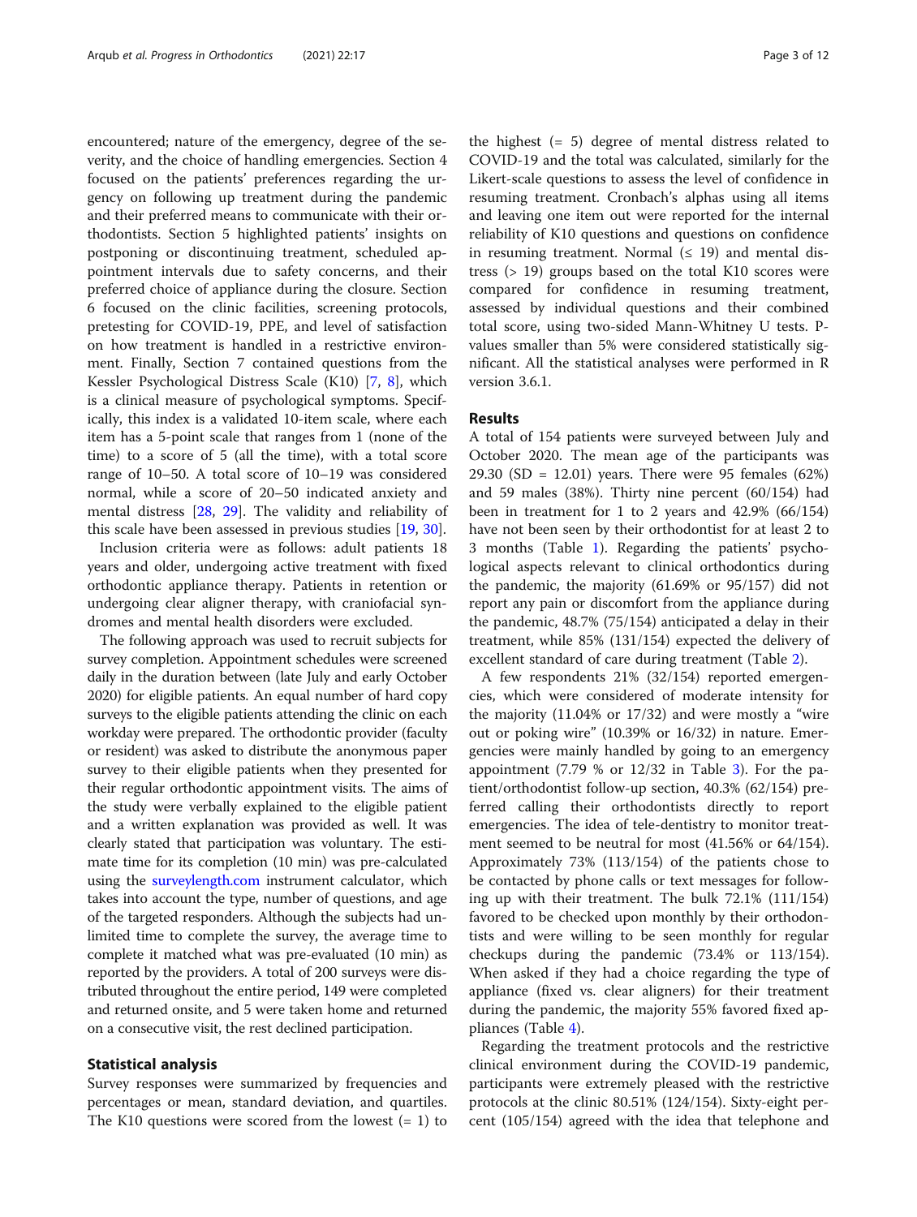encountered; nature of the emergency, degree of the severity, and the choice of handling emergencies. Section 4 focused on the patients' preferences regarding the urgency on following up treatment during the pandemic and their preferred means to communicate with their orthodontists. Section 5 highlighted patients' insights on postponing or discontinuing treatment, scheduled appointment intervals due to safety concerns, and their preferred choice of appliance during the closure. Section 6 focused on the clinic facilities, screening protocols, pretesting for COVID-19, PPE, and level of satisfaction on how treatment is handled in a restrictive environment. Finally, Section 7 contained questions from the Kessler Psychological Distress Scale (K10) [7, 8], which is a clinical measure of psychological symptoms. Specifically, this index is a validated 10-item scale, where each item has a 5-point scale that ranges from 1 (none of the time) to a score of 5 (all the time), with a total score range of 10–50. A total score of 10–19 was considered normal, while a score of 20–50 indicated anxiety and mental distress [28, 29]. The validity and reliability of this scale have been assessed in previous studies [19, 30].

Inclusion criteria were as follows: adult patients 18 years and older, undergoing active treatment with fixed orthodontic appliance therapy. Patients in retention or undergoing clear aligner therapy, with craniofacial syndromes and mental health disorders were excluded.

The following approach was used to recruit subjects for survey completion. Appointment schedules were screened daily in the duration between (late July and early October 2020) for eligible patients. An equal number of hard copy surveys to the eligible patients attending the clinic on each workday were prepared. The orthodontic provider (faculty or resident) was asked to distribute the anonymous paper survey to their eligible patients when they presented for their regular orthodontic appointment visits. The aims of the study were verbally explained to the eligible patient and a written explanation was provided as well. It was clearly stated that participation was voluntary. The estimate time for its completion (10 min) was pre-calculated using the surveylength.com instrument calculator, which takes into account the type, number of questions, and age of the targeted responders. Although the subjects had unlimited time to complete the survey, the average time to complete it matched what was pre-evaluated (10 min) as reported by the providers. A total of 200 surveys were distributed throughout the entire period, 149 were completed and returned onsite, and 5 were taken home and returned on a consecutive visit, the rest declined participation.

## Statistical analysis

Survey responses were summarized by frequencies and percentages or mean, standard deviation, and quartiles. The K10 questions were scored from the lowest (= 1) to the highest (= 5) degree of mental distress related to COVID-19 and the total was calculated, similarly for the Likert-scale questions to assess the level of confidence in resuming treatment. Cronbach's alphas using all items and leaving one item out were reported for the internal reliability of K10 questions and questions on confidence in resuming treatment. Normal (≤ 19) and mental distress (> 19) groups based on the total K10 scores were compared for confidence in resuming treatment, assessed by individual questions and their combined total score, using two-sided Mann-Whitney U tests. P-values smaller than 5% were considered statistically significant. All the statistical analyses were performed in R version 3.6.1.

## Results

A total of 154 patients were surveyed between July and October 2020. The mean age of the participants was 29.30 (SD = 12.01) years. There were 95 females (62%) and 59 males (38%). Thirty nine percent (60/154) had been in treatment for 1 to 2 years and 42.9% (66/154) have not been seen by their orthodontist for at least 2 to 3 months (Table 1). Regarding the patients' psychological aspects relevant to clinical orthodontics during the pandemic, the majority (61.69% or 95/157) did not report any pain or discomfort from the appliance during the pandemic, 48.7% (75/154) anticipated a delay in their treatment, while 85% (131/154) expected the delivery of excellent standard of care during treatment (Table 2).

A few respondents 21% (32/154) reported emergencies, which were considered of moderate intensity for the majority (11.04% or 17/32) and were mostly a "wire out or poking wire" (10.39% or 16/32) in nature. Emergencies were mainly handled by going to an emergency appointment (7.79 % or 12/32 in Table 3). For the patient/orthodontist follow-up section, 40.3% (62/154) preferred calling their orthodontists directly to report emergencies. The idea of tele-dentistry to monitor treatment seemed to be neutral for most (41.56% or 64/154). Approximately 73% (113/154) of the patients chose to be contacted by phone calls or text messages for following up with their treatment. The bulk 72.1% (111/154) favored to be checked upon monthly by their orthodontists and were willing to be seen monthly for regular checkups during the pandemic (73.4% or 113/154). When asked if they had a choice regarding the type of appliance (fixed vs. clear aligners) for their treatment during the pandemic, the majority 55% favored fixed appliances (Table 4).

Regarding the treatment protocols and the restrictive clinical environment during the COVID-19 pandemic, participants were extremely pleased with the restrictive protocols at the clinic 80.51% (124/154). Sixty-eight percent (105/154) agreed with the idea that telephone and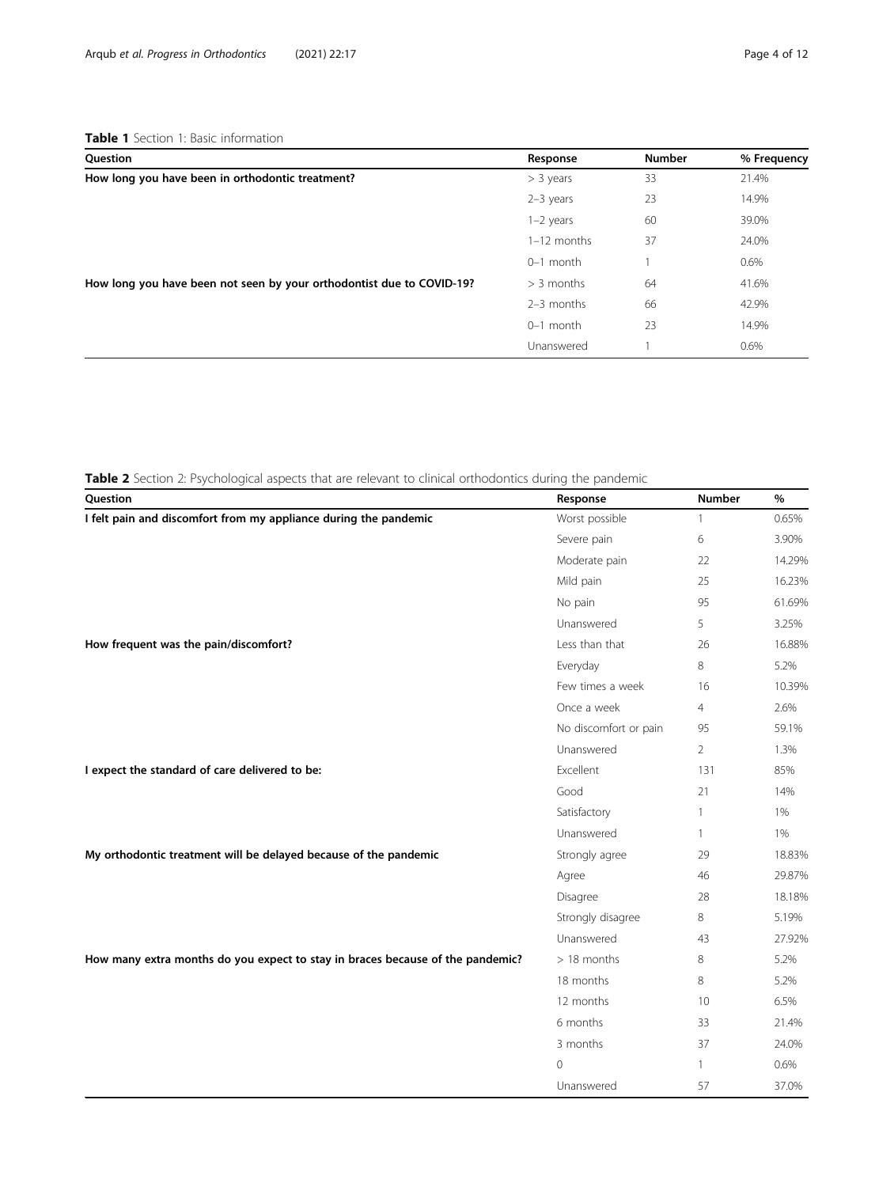**Table 1** Section 1: Basic information

| Question | Response | Number | % Frequency |
|---|---|---|---|
| **How long you have been in orthodontic treatment?** | > 3 years | 33 | 21.4% |
| | 2–3 years | 23 | 14.9% |
| | 1–2 years | 60 | 39.0% |
| | 1–12 months | 37 | 24.0% |
| | 0–1 month | 1 | 0.6% |
| **How long you have been not seen by your orthodontist due to COVID-19?** | > 3 months | 64 | 41.6% |
| | 2–3 months | 66 | 42.9% |
| | 0–1 month | 23 | 14.9% |
| | Unanswered | 1 | 0.6% |

**Table 2** Section 2: Psychological aspects that are relevant to clinical orthodontics during the pandemic

| Question | Response | Number | % |
|---|---|---|---|
| **I felt pain and discomfort from my appliance during the pandemic** | Worst possible | 1 | 0.65% |
| | Severe pain | 6 | 3.90% |
| | Moderate pain | 22 | 14.29% |
| | Mild pain | 25 | 16.23% |
| | No pain | 95 | 61.69% |
| | Unanswered | 5 | 3.25% |
| **How frequent was the pain/discomfort?** | Less than that | 26 | 16.88% |
| | Everyday | 8 | 5.2% |
| | Few times a week | 16 | 10.39% |
| | Once a week | 4 | 2.6% |
| | No discomfort or pain | 95 | 59.1% |
| | Unanswered | 2 | 1.3% |
| **I expect the standard of care delivered to be:** | Excellent | 131 | 85% |
| | Good | 21 | 14% |
| | Satisfactory | 1 | 1% |
| | Unanswered | 1 | 1% |
| **My orthodontic treatment will be delayed because of the pandemic** | Strongly agree | 29 | 18.83% |
| | Agree | 46 | 29.87% |
| | Disagree | 28 | 18.18% |
| | Strongly disagree | 8 | 5.19% |
| | Unanswered | 43 | 27.92% |
| **How many extra months do you expect to stay in braces because of the pandemic?** | > 18 months | 8 | 5.2% |
| | 18 months | 8 | 5.2% |
| | 12 months | 10 | 6.5% |
| | 6 months | 33 | 21.4% |
| | 3 months | 37 | 24.0% |
| | 0 | 1 | 0.6% |
| | Unanswered | 57 | 37.0% |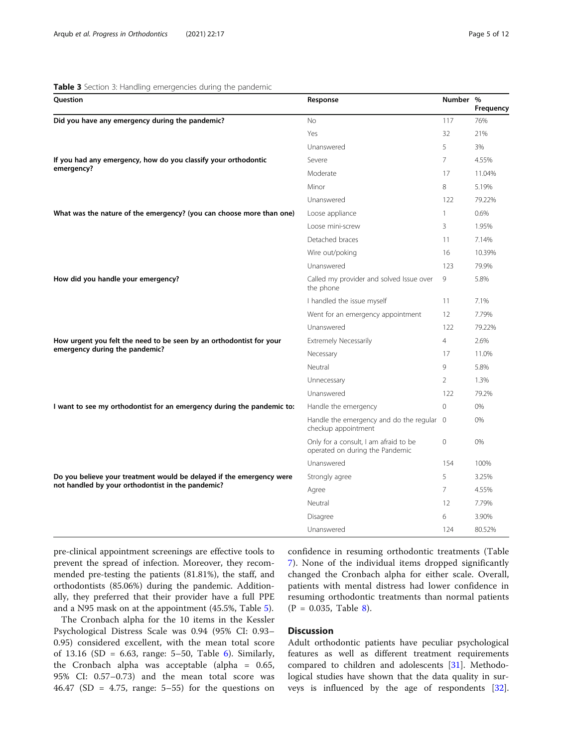**Table 3** Section 3: Handling emergencies during the pandemic

| Question | Response | Number | % Frequency |
|---|---|---|---|
| **Did you have any emergency during the pandemic?** | No | 117 | 76% |
| | Yes | 32 | 21% |
| | Unanswered | 5 | 3% |
| **If you had any emergency, how do you classify your orthodontic emergency?** | Severe | 7 | 4.55% |
| | Moderate | 17 | 11.04% |
| | Minor | 8 | 5.19% |
| | Unanswered | 122 | 79.22% |
| **What was the nature of the emergency? (you can choose more than one)** | Loose appliance | 1 | 0.6% |
| | Loose mini-screw | 3 | 1.95% |
| | Detached braces | 11 | 7.14% |
| | Wire out/poking | 16 | 10.39% |
| | Unanswered | 123 | 79.9% |
| **How did you handle your emergency?** | Called my provider and solved Issue over the phone | 9 | 5.8% |
| | I handled the issue myself | 11 | 7.1% |
| | Went for an emergency appointment | 12 | 7.79% |
| | Unanswered | 122 | 79.22% |
| **How urgent you felt the need to be seen by an orthodontist for your emergency during the pandemic?** | Extremely Necessarily | 4 | 2.6% |
| | Necessary | 17 | 11.0% |
| | Neutral | 9 | 5.8% |
| | Unnecessary | 2 | 1.3% |
| | Unanswered | 122 | 79.2% |
| **I want to see my orthodontist for an emergency during the pandemic to:** | Handle the emergency | 0 | 0% |
| | Handle the emergency and do the regular checkup appointment | 0 | 0% |
| | Only for a consult, I am afraid to be operated on during the Pandemic | 0 | 0% |
| | Unanswered | 154 | 100% |
| **Do you believe your treatment would be delayed if the emergency were not handled by your orthodontist in the pandemic?** | Strongly agree | 5 | 3.25% |
| | Agree | 7 | 4.55% |
| | Neutral | 12 | 7.79% |
| | Disagree | 6 | 3.90% |
| | Unanswered | 124 | 80.52% |

pre-clinical appointment screenings are effective tools to prevent the spread of infection. Moreover, they recommended pre-testing the patients (81.81%), the staff, and orthodontists (85.06%) during the pandemic. Additionally, they preferred that their provider have a full PPE and a N95 mask on at the appointment (45.5%, Table 5).

The Cronbach alpha for the 10 items in the Kessler Psychological Distress Scale was 0.94 (95% CI: 0.93–0.95) considered excellent, with the mean total score of 13.16 (SD = 6.63, range: 5–50, Table 6). Similarly, the Cronbach alpha was acceptable (alpha = 0.65, 95% CI: 0.57–0.73) and the mean total score was 46.47 (SD = 4.75, range: 5–55) for the questions on confidence in resuming orthodontic treatments (Table 7). None of the individual items dropped significantly changed the Cronbach alpha for either scale. Overall, patients with mental distress had lower confidence in resuming orthodontic treatments than normal patients ($P$ = 0.035, Table 8).

## Discussion

Adult orthodontic patients have peculiar psychological features as well as different treatment requirements compared to children and adolescents [31]. Methodological studies have shown that the data quality in surveys is influenced by the age of respondents [32].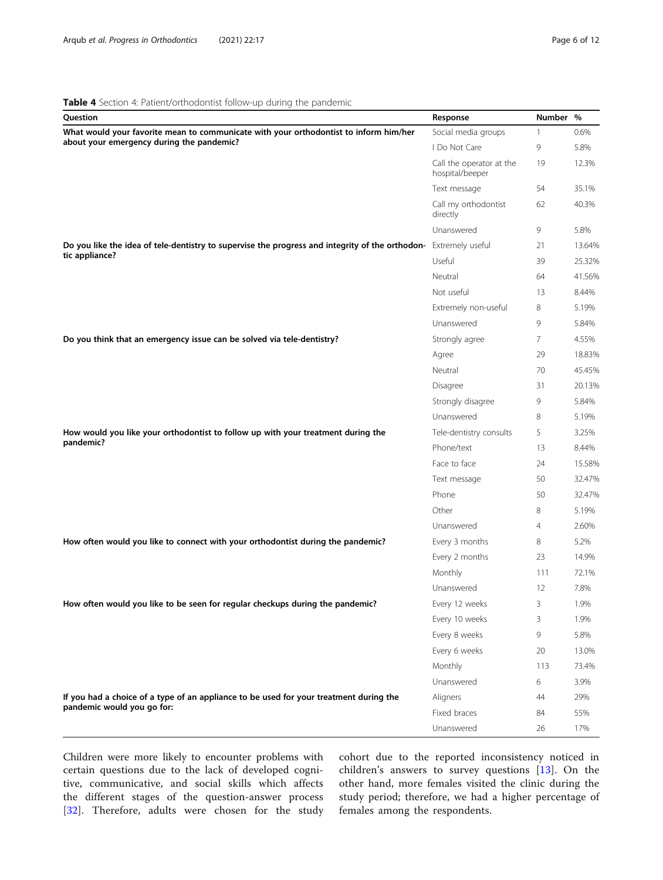**Table 4** Section 4: Patient/orthodontist follow-up during the pandemic

| Question | Response | Number | % |
|---|---|---|---|
| **What would your favorite mean to communicate with your orthodontist to inform him/her about your emergency during the pandemic?** | Social media groups | 1 | 0.6% |
| | I Do Not Care | 9 | 5.8% |
| | Call the operator at the hospital/beeper | 19 | 12.3% |
| | Text message | 54 | 35.1% |
| | Call my orthodontist directly | 62 | 40.3% |
| | Unanswered | 9 | 5.8% |
| **Do you like the idea of tele-dentistry to supervise the progress and integrity of the orthodontic appliance?** | Extremely useful | 21 | 13.64% |
| | Useful | 39 | 25.32% |
| | Neutral | 64 | 41.56% |
| | Not useful | 13 | 8.44% |
| | Extremely non-useful | 8 | 5.19% |
| | Unanswered | 9 | 5.84% |
| **Do you think that an emergency issue can be solved via tele-dentistry?** | Strongly agree | 7 | 4.55% |
| | Agree | 29 | 18.83% |
| | Neutral | 70 | 45.45% |
| | Disagree | 31 | 20.13% |
| | Strongly disagree | 9 | 5.84% |
| | Unanswered | 8 | 5.19% |
| **How would you like your orthodontist to follow up with your treatment during the pandemic?** | Tele-dentistry consults | 5 | 3.25% |
| | Phone/text | 13 | 8.44% |
| | Face to face | 24 | 15.58% |
| | Text message | 50 | 32.47% |
| | Phone | 50 | 32.47% |
| | Other | 8 | 5.19% |
| | Unanswered | 4 | 2.60% |
| **How often would you like to connect with your orthodontist during the pandemic?** | Every 3 months | 8 | 5.2% |
| | Every 2 months | 23 | 14.9% |
| | Monthly | 111 | 72.1% |
| | Unanswered | 12 | 7.8% |
| **How often would you like to be seen for regular checkups during the pandemic?** | Every 12 weeks | 3 | 1.9% |
| | Every 10 weeks | 3 | 1.9% |
| | Every 8 weeks | 9 | 5.8% |
| | Every 6 weeks | 20 | 13.0% |
| | Monthly | 113 | 73.4% |
| | Unanswered | 6 | 3.9% |
| **If you had a choice of a type of an appliance to be used for your treatment during the pandemic would you go for:** | Aligners | 44 | 29% |
| | Fixed braces | 84 | 55% |
| | Unanswered | 26 | 17% |

Children were more likely to encounter problems with certain questions due to the lack of developed cognitive, communicative, and social skills which affects the different stages of the question-answer process [32]. Therefore, adults were chosen for the study cohort due to the reported inconsistency noticed in children's answers to survey questions [13]. On the other hand, more females visited the clinic during the study period; therefore, we had a higher percentage of females among the respondents.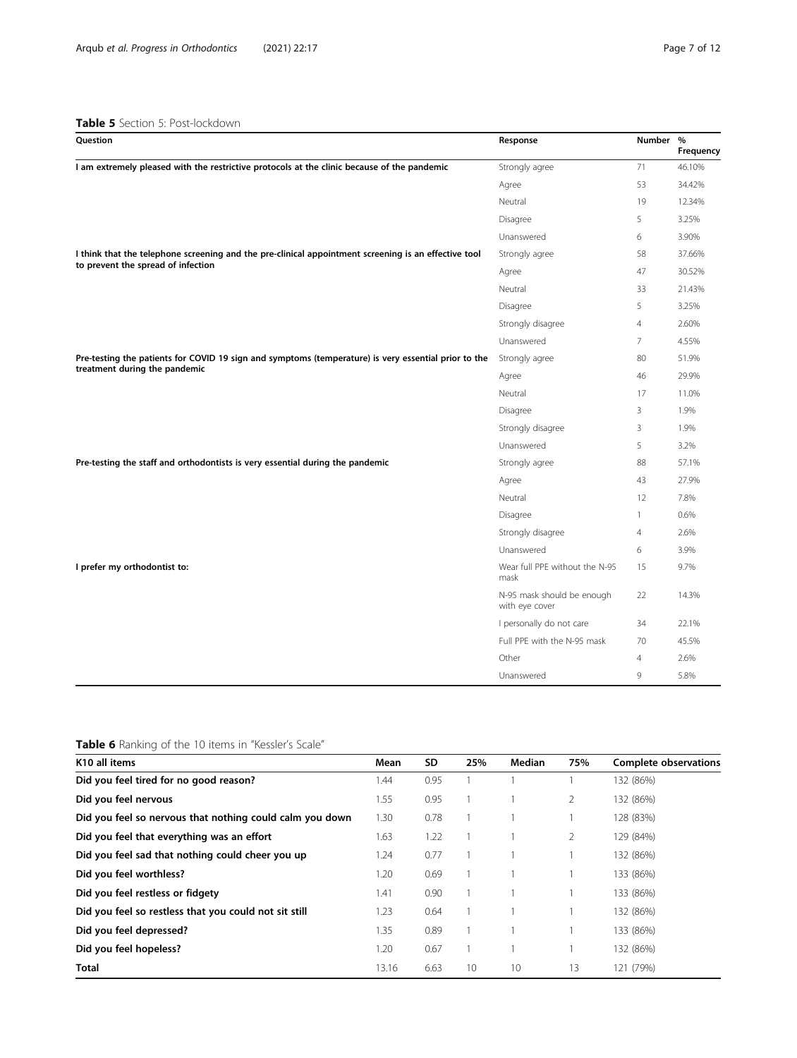**Table 5** Section 5: Post-lockdown

| Question | Response | Number | % Frequency |
|---|---|---|---|
| **I am extremely pleased with the restrictive protocols at the clinic because of the pandemic** | Strongly agree | 71 | 46.10% |
| | Agree | 53 | 34.42% |
| | Neutral | 19 | 12.34% |
| | Disagree | 5 | 3.25% |
| | Unanswered | 6 | 3.90% |
| **I think that the telephone screening and the pre-clinical appointment screening is an effective tool to prevent the spread of infection** | Strongly agree | 58 | 37.66% |
| | Agree | 47 | 30.52% |
| | Neutral | 33 | 21.43% |
| | Disagree | 5 | 3.25% |
| | Strongly disagree | 4 | 2.60% |
| | Unanswered | 7 | 4.55% |
| **Pre-testing the patients for COVID 19 sign and symptoms (temperature) is very essential prior to the treatment during the pandemic** | Strongly agree | 80 | 51.9% |
| | Agree | 46 | 29.9% |
| | Neutral | 17 | 11.0% |
| | Disagree | 3 | 1.9% |
| | Strongly disagree | 3 | 1.9% |
| | Unanswered | 5 | 3.2% |
| **Pre-testing the staff and orthodontists is very essential during the pandemic** | Strongly agree | 88 | 57.1% |
| | Agree | 43 | 27.9% |
| | Neutral | 12 | 7.8% |
| | Disagree | 1 | 0.6% |
| | Strongly disagree | 4 | 2.6% |
| | Unanswered | 6 | 3.9% |
| **I prefer my orthodontist to:** | Wear full PPE without the N-95 mask | 15 | 9.7% |
| | N-95 mask should be enough with eye cover | 22 | 14.3% |
| | I personally do not care | 34 | 22.1% |
| | Full PPE with the N-95 mask | 70 | 45.5% |
| | Other | 4 | 2.6% |
| | Unanswered | 9 | 5.8% |

**Table 6** Ranking of the 10 items in "Kessler's Scale"

| K10 all items | Mean | SD | 25% | Median | 75% | Complete observations |
|---|---|---|---|---|---|---|
| **Did you feel tired for no good reason?** | 1.44 | 0.95 | 1 | 1 | 1 | 132 (86%) |
| **Did you feel nervous** | 1.55 | 0.95 | 1 | 1 | 2 | 132 (86%) |
| **Did you feel so nervous that nothing could calm you down** | 1.30 | 0.78 | 1 | 1 | 1 | 128 (83%) |
| **Did you feel that everything was an effort** | 1.63 | 1.22 | 1 | 1 | 2 | 129 (84%) |
| **Did you feel sad that nothing could cheer you up** | 1.24 | 0.77 | 1 | 1 | 1 | 132 (86%) |
| **Did you feel worthless?** | 1.20 | 0.69 | 1 | 1 | 1 | 133 (86%) |
| **Did you feel restless or fidgety** | 1.41 | 0.90 | 1 | 1 | 1 | 133 (86%) |
| **Did you feel so restless that you could not sit still** | 1.23 | 0.64 | 1 | 1 | 1 | 132 (86%) |
| **Did you feel depressed?** | 1.35 | 0.89 | 1 | 1 | 1 | 133 (86%) |
| **Did you feel hopeless?** | 1.20 | 0.67 | 1 | 1 | 1 | 132 (86%) |
| **Total** | 13.16 | 6.63 | 10 | 10 | 13 | 121 (79%) |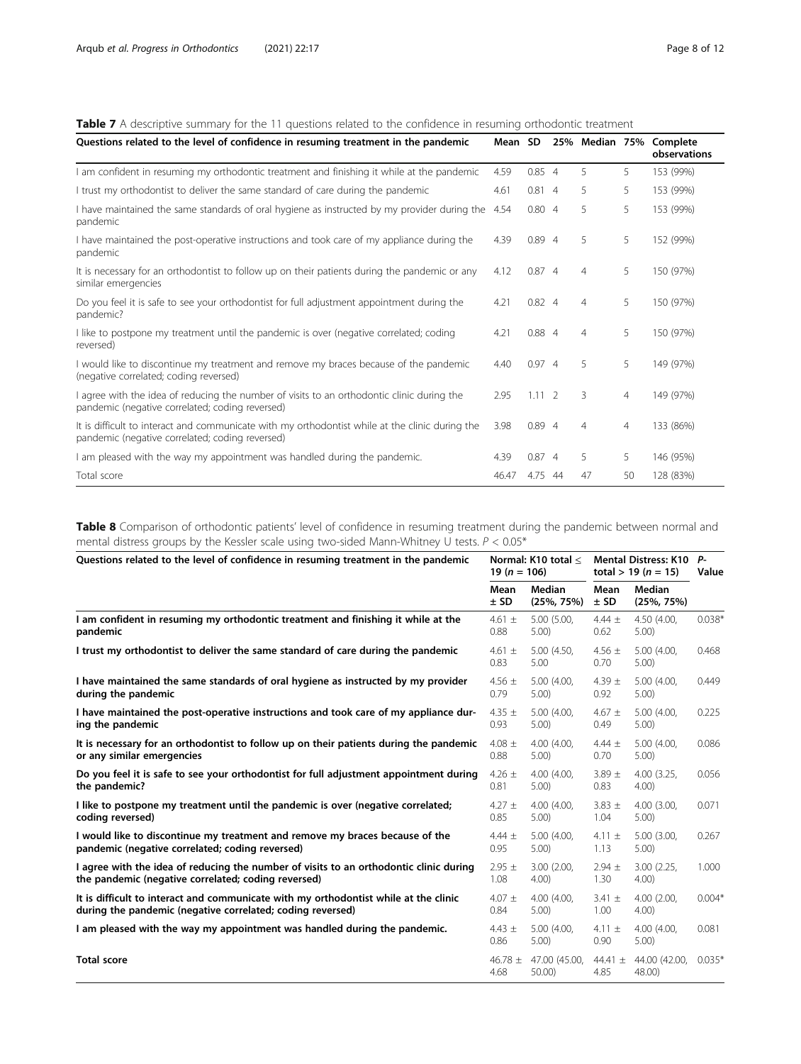**Table 7** A descriptive summary for the 11 questions related to the confidence in resuming orthodontic treatment

| Questions related to the level of confidence in resuming treatment in the pandemic | Mean | SD | 25% | Median | 75% | Complete observations |
|---|---|---|---|---|---|---|
| I am confident in resuming my orthodontic treatment and finishing it while at the pandemic | 4.59 | 0.85 | 4 | 5 | 5 | 153 (99%) |
| I trust my orthodontist to deliver the same standard of care during the pandemic | 4.61 | 0.81 | 4 | 5 | 5 | 153 (99%) |
| I have maintained the same standards of oral hygiene as instructed by my provider during the pandemic | 4.54 | 0.80 | 4 | 5 | 5 | 153 (99%) |
| I have maintained the post-operative instructions and took care of my appliance during the pandemic | 4.39 | 0.89 | 4 | 5 | 5 | 152 (99%) |
| It is necessary for an orthodontist to follow up on their patients during the pandemic or any similar emergencies | 4.12 | 0.87 | 4 | 4 | 5 | 150 (97%) |
| Do you feel it is safe to see your orthodontist for full adjustment appointment during the pandemic? | 4.21 | 0.82 | 4 | 4 | 5 | 150 (97%) |
| I like to postpone my treatment until the pandemic is over (negative correlated; coding reversed) | 4.21 | 0.88 | 4 | 4 | 5 | 150 (97%) |
| I would like to discontinue my treatment and remove my braces because of the pandemic (negative correlated; coding reversed) | 4.40 | 0.97 | 4 | 5 | 5 | 149 (97%) |
| I agree with the idea of reducing the number of visits to an orthodontic clinic during the pandemic (negative correlated; coding reversed) | 2.95 | 1.11 | 2 | 3 | 4 | 149 (97%) |
| It is difficult to interact and communicate with my orthodontist while at the clinic during the pandemic (negative correlated; coding reversed) | 3.98 | 0.89 | 4 | 4 | 4 | 133 (86%) |
| I am pleased with the way my appointment was handled during the pandemic. | 4.39 | 0.87 | 4 | 5 | 5 | 146 (95%) |
| Total score | 46.47 | 4.75 | 44 | 47 | 50 | 128 (83%) |

**Table 8** Comparison of orthodontic patients' level of confidence in resuming treatment during the pandemic between normal and mental distress groups by the Kessler scale using two-sided Mann-Whitney U tests. $P < 0.05$*

| Questions related to the level of confidence in resuming treatment in the pandemic | Normal: K10 total ≤ 19 ($n = 106$) | | Mental Distress: K10 total > 19 ($n = 15$) | | P-Value |
|---|---|---|---|---|---|
| | Mean ± SD | Median (25%, 75%) | Mean ± SD | Median (25%, 75%) | |
| **I am confident in resuming my orthodontic treatment and finishing it while at the pandemic** | 4.61 ± 0.88 | 5.00 (5.00, 5.00) | 4.44 ± 0.62 | 4.50 (4.00, 5.00) | 0.038* |
| **I trust my orthodontist to deliver the same standard of care during the pandemic** | 4.61 ± 0.83 | 5.00 (4.50, 5.00 | 4.56 ± 0.70 | 5.00 (4.00, 5.00) | 0.468 |
| **I have maintained the same standards of oral hygiene as instructed by my provider during the pandemic** | 4.56 ± 0.79 | 5.00 (4.00, 5.00) | 4.39 ± 0.92 | 5.00 (4.00, 5.00) | 0.449 |
| **I have maintained the post-operative instructions and took care of my appliance during the pandemic** | 4.35 ± 0.93 | 5.00 (4.00, 5.00) | 4.67 ± 0.49 | 5.00 (4.00, 5.00) | 0.225 |
| **It is necessary for an orthodontist to follow up on their patients during the pandemic or any similar emergencies** | 4.08 ± 0.88 | 4.00 (4.00, 5.00) | 4.44 ± 0.70 | 5.00 (4.00, 5.00) | 0.086 |
| **Do you feel it is safe to see your orthodontist for full adjustment appointment during the pandemic?** | 4.26 ± 0.81 | 4.00 (4.00, 5.00) | 3.89 ± 0.83 | 4.00 (3.25, 4.00) | 0.056 |
| **I like to postpone my treatment until the pandemic is over (negative correlated; coding reversed)** | 4.27 ± 0.85 | 4.00 (4.00, 5.00) | 3.83 ± 1.04 | 4.00 (3.00, 5.00) | 0.071 |
| **I would like to discontinue my treatment and remove my braces because of the pandemic (negative correlated; coding reversed)** | 4.44 ± 0.95 | 5.00 (4.00, 5.00) | 4.11 ± 1.13 | 5.00 (3.00, 5.00) | 0.267 |
| **I agree with the idea of reducing the number of visits to an orthodontic clinic during the pandemic (negative correlated; coding reversed)** | 2.95 ± 1.08 | 3.00 (2.00, 4.00) | 2.94 ± 1.30 | 3.00 (2.25, 4.00) | 1.000 |
| **It is difficult to interact and communicate with my orthodontist while at the clinic during the pandemic (negative correlated; coding reversed)** | 4.07 ± 0.84 | 4.00 (4.00, 5.00) | 3.41 ± 1.00 | 4.00 (2.00, 4.00) | 0.004* |
| **I am pleased with the way my appointment was handled during the pandemic.** | 4.43 ± 0.86 | 5.00 (4.00, 5.00) | 4.11 ± 0.90 | 4.00 (4.00, 5.00) | 0.081 |
| **Total score** | 46.78 ± 4.68 | 47.00 (45.00, 50.00) | 44.41 ± 4.85 | 44.00 (42.00, 48.00) | 0.035* |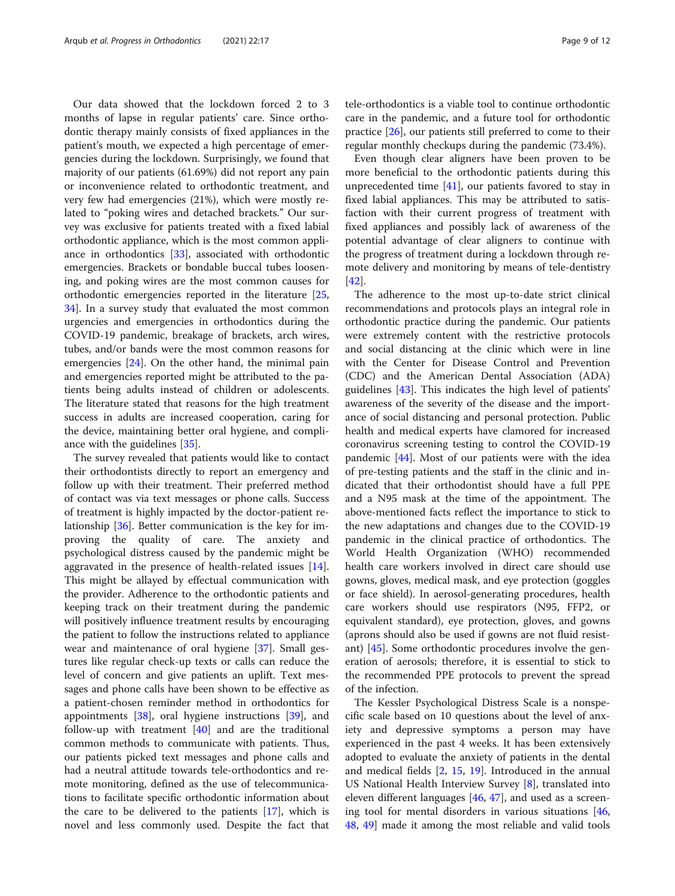Our data showed that the lockdown forced 2 to 3 months of lapse in regular patients' care. Since orthodontic therapy mainly consists of fixed appliances in the patient's mouth, we expected a high percentage of emergencies during the lockdown. Surprisingly, we found that majority of our patients (61.69%) did not report any pain or inconvenience related to orthodontic treatment, and very few had emergencies (21%), which were mostly related to "poking wires and detached brackets." Our survey was exclusive for patients treated with a fixed labial orthodontic appliance, which is the most common appliance in orthodontics [33], associated with orthodontic emergencies. Brackets or bondable buccal tubes loosening, and poking wires are the most common causes for orthodontic emergencies reported in the literature [25, 34]. In a survey study that evaluated the most common urgencies and emergencies in orthodontics during the COVID-19 pandemic, breakage of brackets, arch wires, tubes, and/or bands were the most common reasons for emergencies [24]. On the other hand, the minimal pain and emergencies reported might be attributed to the patients being adults instead of children or adolescents. The literature stated that reasons for the high treatment success in adults are increased cooperation, caring for the device, maintaining better oral hygiene, and compliance with the guidelines [35].

The survey revealed that patients would like to contact their orthodontists directly to report an emergency and follow up with their treatment. Their preferred method of contact was via text messages or phone calls. Success of treatment is highly impacted by the doctor-patient relationship [36]. Better communication is the key for improving the quality of care. The anxiety and psychological distress caused by the pandemic might be aggravated in the presence of health-related issues [14]. This might be allayed by effectual communication with the provider. Adherence to the orthodontic patients and keeping track on their treatment during the pandemic will positively influence treatment results by encouraging the patient to follow the instructions related to appliance wear and maintenance of oral hygiene [37]. Small gestures like regular check-up texts or calls can reduce the level of concern and give patients an uplift. Text messages and phone calls have been shown to be effective as a patient-chosen reminder method in orthodontics for appointments [38], oral hygiene instructions [39], and follow-up with treatment [40] and are the traditional common methods to communicate with patients. Thus, our patients picked text messages and phone calls and had a neutral attitude towards tele-orthodontics and remote monitoring, defined as the use of telecommunications to facilitate specific orthodontic information about the care to be delivered to the patients [17], which is novel and less commonly used. Despite the fact that tele-orthodontics is a viable tool to continue orthodontic care in the pandemic, and a future tool for orthodontic practice [26], our patients still preferred to come to their regular monthly checkups during the pandemic (73.4%).

Even though clear aligners have been proven to be more beneficial to the orthodontic patients during this unprecedented time [41], our patients favored to stay in fixed labial appliances. This may be attributed to satisfaction with their current progress of treatment with fixed appliances and possibly lack of awareness of the potential advantage of clear aligners to continue with the progress of treatment during a lockdown through remote delivery and monitoring by means of tele-dentistry [42].

The adherence to the most up-to-date strict clinical recommendations and protocols plays an integral role in orthodontic practice during the pandemic. Our patients were extremely content with the restrictive protocols and social distancing at the clinic which were in line with the Center for Disease Control and Prevention (CDC) and the American Dental Association (ADA) guidelines [43]. This indicates the high level of patients' awareness of the severity of the disease and the importance of social distancing and personal protection. Public health and medical experts have clamored for increased coronavirus screening testing to control the COVID-19 pandemic [44]. Most of our patients were with the idea of pre-testing patients and the staff in the clinic and indicated that their orthodontist should have a full PPE and a N95 mask at the time of the appointment. The above-mentioned facts reflect the importance to stick to the new adaptations and changes due to the COVID-19 pandemic in the clinical practice of orthodontics. The World Health Organization (WHO) recommended health care workers involved in direct care should use gowns, gloves, medical mask, and eye protection (goggles or face shield). In aerosol-generating procedures, health care workers should use respirators (N95, FFP2, or equivalent standard), eye protection, gloves, and gowns (aprons should also be used if gowns are not fluid resistant) [45]. Some orthodontic procedures involve the generation of aerosols; therefore, it is essential to stick to the recommended PPE protocols to prevent the spread of the infection.

The Kessler Psychological Distress Scale is a nonspecific scale based on 10 questions about the level of anxiety and depressive symptoms a person may have experienced in the past 4 weeks. It has been extensively adopted to evaluate the anxiety of patients in the dental and medical fields [2, 15, 19]. Introduced in the annual US National Health Interview Survey [8], translated into eleven different languages [46, 47], and used as a screening tool for mental disorders in various situations [46, 48, 49] made it among the most reliable and valid tools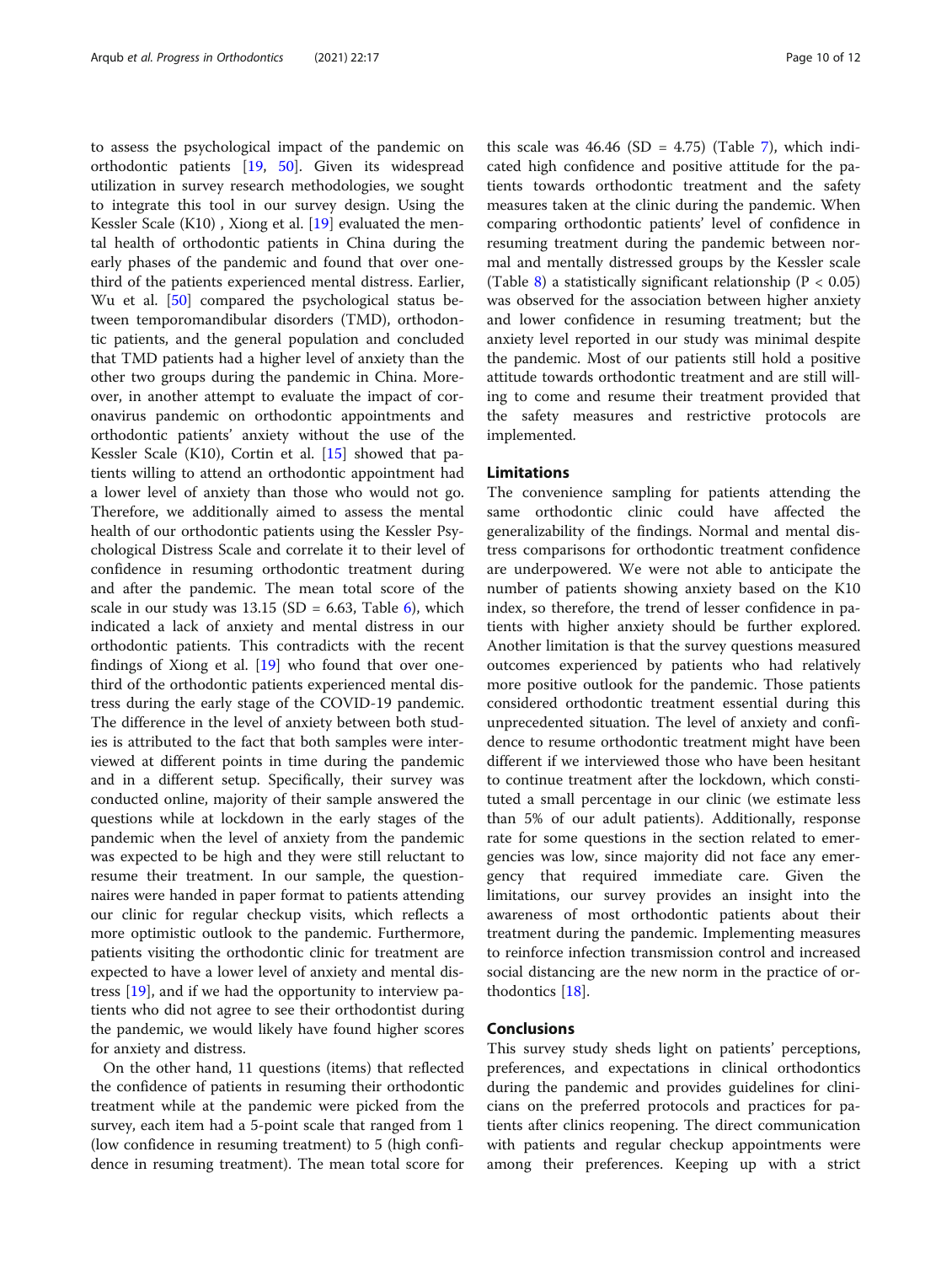to assess the psychological impact of the pandemic on orthodontic patients [19, 50]. Given its widespread utilization in survey research methodologies, we sought to integrate this tool in our survey design. Using the Kessler Scale (K10) , Xiong et al. [19] evaluated the mental health of orthodontic patients in China during the early phases of the pandemic and found that over one-third of the patients experienced mental distress. Earlier, Wu et al. [50] compared the psychological status between temporomandibular disorders (TMD), orthodontic patients, and the general population and concluded that TMD patients had a higher level of anxiety than the other two groups during the pandemic in China. Moreover, in another attempt to evaluate the impact of coronavirus pandemic on orthodontic appointments and orthodontic patients' anxiety without the use of the Kessler Scale (K10), Cortin et al. [15] showed that patients willing to attend an orthodontic appointment had a lower level of anxiety than those who would not go. Therefore, we additionally aimed to assess the mental health of our orthodontic patients using the Kessler Psychological Distress Scale and correlate it to their level of confidence in resuming orthodontic treatment during and after the pandemic. The mean total score of the scale in our study was 13.15 (SD = 6.63, Table 6), which indicated a lack of anxiety and mental distress in our orthodontic patients. This contradicts with the recent findings of Xiong et al. [19] who found that over one-third of the orthodontic patients experienced mental distress during the early stage of the COVID-19 pandemic. The difference in the level of anxiety between both studies is attributed to the fact that both samples were interviewed at different points in time during the pandemic and in a different setup. Specifically, their survey was conducted online, majority of their sample answered the questions while at lockdown in the early stages of the pandemic when the level of anxiety from the pandemic was expected to be high and they were still reluctant to resume their treatment. In our sample, the questionnaires were handed in paper format to patients attending our clinic for regular checkup visits, which reflects a more optimistic outlook to the pandemic. Furthermore, patients visiting the orthodontic clinic for treatment are expected to have a lower level of anxiety and mental distress [19], and if we had the opportunity to interview patients who did not agree to see their orthodontist during the pandemic, we would likely have found higher scores for anxiety and distress.

On the other hand, 11 questions (items) that reflected the confidence of patients in resuming their orthodontic treatment while at the pandemic were picked from the survey, each item had a 5-point scale that ranged from 1 (low confidence in resuming treatment) to 5 (high confidence in resuming treatment). The mean total score for this scale was 46.46 (SD = 4.75) (Table 7), which indicated high confidence and positive attitude for the patients towards orthodontic treatment and the safety measures taken at the clinic during the pandemic. When comparing orthodontic patients' level of confidence in resuming treatment during the pandemic between normal and mentally distressed groups by the Kessler scale (Table 8) a statistically significant relationship ($P < 0.05$) was observed for the association between higher anxiety and lower confidence in resuming treatment; but the anxiety level reported in our study was minimal despite the pandemic. Most of our patients still hold a positive attitude towards orthodontic treatment and are still willing to come and resume their treatment provided that the safety measures and restrictive protocols are implemented.

## Limitations

The convenience sampling for patients attending the same orthodontic clinic could have affected the generalizability of the findings. Normal and mental distress comparisons for orthodontic treatment confidence are underpowered. We were not able to anticipate the number of patients showing anxiety based on the K10 index, so therefore, the trend of lesser confidence in patients with higher anxiety should be further explored. Another limitation is that the survey questions measured outcomes experienced by patients who had relatively more positive outlook for the pandemic. Those patients considered orthodontic treatment essential during this unprecedented situation. The level of anxiety and confidence to resume orthodontic treatment might have been different if we interviewed those who have been hesitant to continue treatment after the lockdown, which constituted a small percentage in our clinic (we estimate less than 5% of our adult patients). Additionally, response rate for some questions in the section related to emergencies was low, since majority did not face any emergency that required immediate care. Given the limitations, our survey provides an insight into the awareness of most orthodontic patients about their treatment during the pandemic. Implementing measures to reinforce infection transmission control and increased social distancing are the new norm in the practice of orthodontics [18].

## Conclusions

This survey study sheds light on patients' perceptions, preferences, and expectations in clinical orthodontics during the pandemic and provides guidelines for clinicians on the preferred protocols and practices for patients after clinics reopening. The direct communication with patients and regular checkup appointments were among their preferences. Keeping up with a strict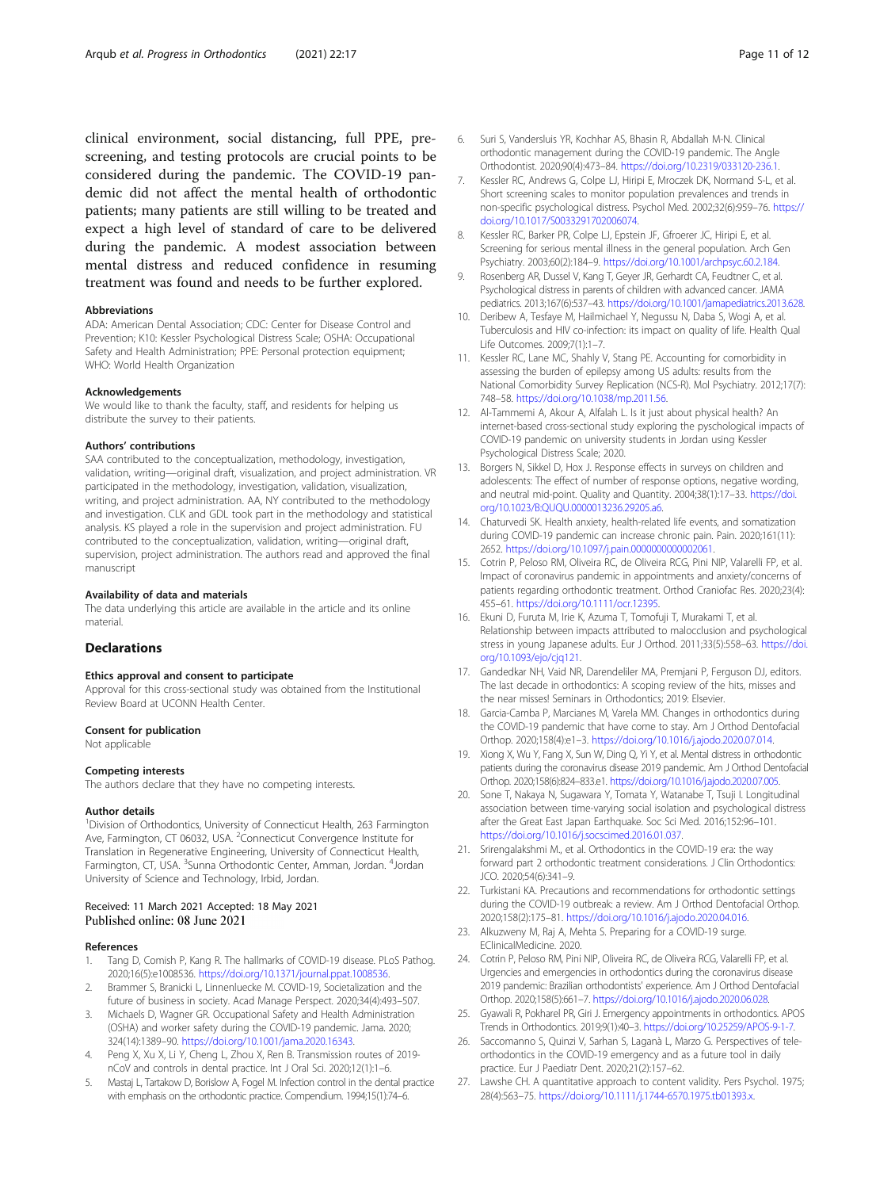clinical environment, social distancing, full PPE, pre-screening, and testing protocols are crucial points to be considered during the pandemic. The COVID-19 pandemic did not affect the mental health of orthodontic patients; many patients are still willing to be treated and expect a high level of standard of care to be delivered during the pandemic. A modest association between mental distress and reduced confidence in resuming treatment was found and needs to be further explored.

#### Abbreviations

ADA: American Dental Association; CDC: Center for Disease Control and Prevention; K10: Kessler Psychological Distress Scale; OSHA: Occupational Safety and Health Administration; PPE: Personal protection equipment; WHO: World Health Organization

#### Acknowledgements

We would like to thank the faculty, staff, and residents for helping us distribute the survey to their patients.

#### Authors' contributions

SAA contributed to the conceptualization, methodology, investigation, validation, writing—original draft, visualization, and project administration. VR participated in the methodology, investigation, validation, visualization, writing, and project administration. AA, NY contributed to the methodology and investigation. CLK and GDL took part in the methodology and statistical analysis. KS played a role in the supervision and project administration. FU contributed to the conceptualization, validation, writing—original draft, supervision, project administration. The authors read and approved the final manuscript

#### Availability of data and materials

The data underlying this article are available in the article and its online material.

### Declarations

#### Ethics approval and consent to participate

Approval for this cross-sectional study was obtained from the Institutional Review Board at UCONN Health Center.

#### Consent for publication

Not applicable

#### Competing interests

The authors declare that they have no competing interests.

#### Author details

[1]Division of Orthodontics, University of Connecticut Health, 263 Farmington Ave, Farmington, CT 06032, USA. [2]Connecticut Convergence Institute for Translation in Regenerative Engineering, University of Connecticut Health, Farmington, CT, USA. [3]Sunna Orthodontic Center, Amman, Jordan. [4]Jordan University of Science and Technology, Irbid, Jordan.

Received: 11 March 2021 Accepted: 18 May 2021
Published online: 08 June 2021

#### References

1. Tang D, Comish P, Kang R. The hallmarks of COVID-19 disease. PLoS Pathog. 2020;16(5):e1008536. https://doi.org/10.1371/journal.ppat.1008536.
2. Brammer S, Branicki L, Linnenluecke M. COVID-19, Societalization and the future of business in society. Acad Manage Perspect. 2020;34(4):493–507.
3. Michaels D, Wagner GR. Occupational Safety and Health Administration (OSHA) and worker safety during the COVID-19 pandemic. Jama. 2020; 324(14):1389–90. https://doi.org/10.1001/jama.2020.16343.
4. Peng X, Xu X, Li Y, Cheng L, Zhou X, Ren B. Transmission routes of 2019-nCoV and controls in dental practice. Int J Oral Sci. 2020;12(1):1–6.
5. Mastaj L, Tartakow D, Borislow A, Fogel M. Infection control in the dental practice with emphasis on the orthodontic practice. Compendium. 1994;15(1):74–6.
6. Suri S, Vandersluis YR, Kochhar AS, Bhasin R, Abdallah M-N. Clinical orthodontic management during the COVID-19 pandemic. The Angle Orthodontist. 2020;90(4):473–84. https://doi.org/10.2319/033120-236.1.
7. Kessler RC, Andrews G, Colpe LJ, Hiripi E, Mroczek DK, Normand S-L, et al. Short screening scales to monitor population prevalences and trends in non-specific psychological distress. Psychol Med. 2002;32(6):959–76. https://doi.org/10.1017/S0033291702006074.
8. Kessler RC, Barker PR, Colpe LJ, Epstein JF, Gfroerer JC, Hiripi E, et al. Screening for serious mental illness in the general population. Arch Gen Psychiatry. 2003;60(2):184–9. https://doi.org/10.1001/archpsyc.60.2.184.
9. Rosenberg AR, Dussel V, Kang T, Geyer JR, Gerhardt CA, Feudtner C, et al. Psychological distress in parents of children with advanced cancer. JAMA pediatrics. 2013;167(6):537–43. https://doi.org/10.1001/jamapediatrics.2013.628.
10. Deribew A, Tesfaye M, Hailmichael Y, Negussu N, Daba S, Wogi A, et al. Tuberculosis and HIV co-infection: its impact on quality of life. Health Qual Life Outcomes. 2009;7(1):1–7.
11. Kessler RC, Lane MC, Shahly V, Stang PE. Accounting for comorbidity in assessing the burden of epilepsy among US adults: results from the National Comorbidity Survey Replication (NCS-R). Mol Psychiatry. 2012;17(7): 748–58. https://doi.org/10.1038/mp.2011.56.
12. Al-Tammemi A, Akour A, Alfalah L. Is it just about physical health? An internet-based cross-sectional study exploring the psychological impacts of COVID-19 pandemic on university students in Jordan using Kessler Psychological Distress Scale; 2020.
13. Borgers N, Sikkel D, Hox J. Response effects in surveys on children and adolescents: The effect of number of response options, negative wording, and neutral mid-point. Quality and Quantity. 2004;38(1):17–33. https://doi.org/10.1023/B:QUQU.0000013236.29205.a6.
14. Chaturvedi SK. Health anxiety, health-related life events, and somatization during COVID-19 pandemic can increase chronic pain. Pain. 2020;161(11): 2652. https://doi.org/10.1097/j.pain.0000000000002061.
15. Cotrin P, Peloso RM, Oliveira RC, de Oliveira RCG, Pini NIP, Valarelli FP, et al. Impact of coronavirus pandemic in appointments and anxiety/concerns of patients regarding orthodontic treatment. Orthod Craniofac Res. 2020;23(4): 455–61. https://doi.org/10.1111/ocr.12395.
16. Ekuni D, Furuta M, Irie K, Azuma T, Tomofuji T, Murakami T, et al. Relationship between impacts attributed to malocclusion and psychological stress in young Japanese adults. Eur J Orthod. 2011;33(5):558–63. https://doi.org/10.1093/ejo/cjq121.
17. Gandedkar NH, Vaid NR, Darendeliler MA, Premjani P, Ferguson DJ, editors. The last decade in orthodontics: A scoping review of the hits, misses and the near misses! Seminars in Orthodontics; 2019: Elsevier.
18. Garcia-Camba P, Marcianes M, Varela MM. Changes in orthodontics during the COVID-19 pandemic that have come to stay. Am J Orthod Dentofacial Orthop. 2020;158(4):e1–3. https://doi.org/10.1016/j.ajodo.2020.07.014.
19. Xiong X, Wu Y, Fang X, Sun W, Ding Q, Yi Y, et al. Mental distress in orthodontic patients during the coronavirus disease 2019 pandemic. Am J Orthod Dentofacial Orthop. 2020;158(6):824–833.e1. https://doi.org/10.1016/j.ajodo.2020.07.005.
20. Sone T, Nakaya N, Sugawara Y, Tomata Y, Watanabe T, Tsuji I. Longitudinal association between time-varying social isolation and psychological distress after the Great East Japan Earthquake. Soc Sci Med. 2016;152:96–101. https://doi.org/10.1016/j.socscimed.2016.01.037.
21. Srirengalakshmi M., et al. Orthodontics in the COVID-19 era: the way forward part 2 orthodontic treatment considerations. J Clin Orthodontics: JCO. 2020;54(6):341–9.
22. Turkistani KA. Precautions and recommendations for orthodontic settings during the COVID-19 outbreak: a review. Am J Orthod Dentofacial Orthop. 2020;158(2):175–81. https://doi.org/10.1016/j.ajodo.2020.04.016.
23. Alkuzweny M, Raj A, Mehta S. Preparing for a COVID-19 surge. EClinicalMedicine. 2020.
24. Cotrin P, Peloso RM, Pini NIP, Oliveira RC, de Oliveira RCG, Valarelli FP, et al. Urgencies and emergencies in orthodontics during the coronavirus disease 2019 pandemic: Brazilian orthodontists' experience. Am J Orthod Dentofacial Orthop. 2020;158(5):661–7. https://doi.org/10.1016/j.ajodo.2020.06.028.
25. Gyawali R, Pokharel PR, Giri J. Emergency appointments in orthodontics. APOS Trends in Orthodontics. 2019;9(1):40–3. https://doi.org/10.25259/APOS-9-1-7.
26. Saccomanno S, Quinzi V, Sarhan S, Laganà L, Marzo G. Perspectives of tele-orthodontics in the COVID-19 emergency and as a future tool in daily practice. Eur J Paediatr Dent. 2020;21(2):157–62.
27. Lawshe CH. A quantitative approach to content validity. Pers Psychol. 1975; 28(4):563–75. https://doi.org/10.1111/j.1744-6570.1975.tb01393.x.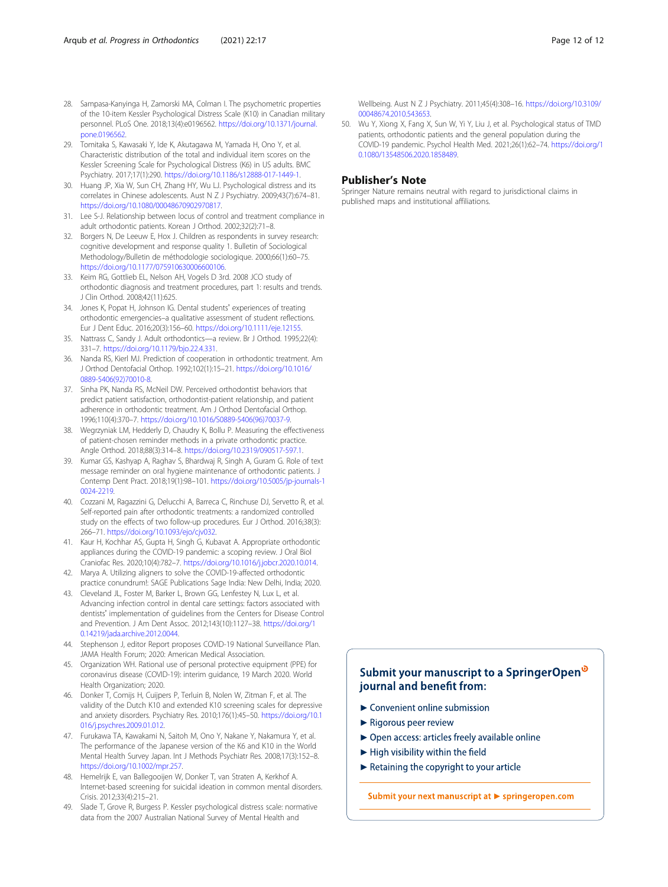28. Sampasa-Kanyinga H, Zamorski MA, Colman I. The psychometric properties of the 10-item Kessler Psychological Distress Scale (K10) in Canadian military personnel. PLoS One. 2018;13(4):e0196562. https://doi.org/10.1371/journal.pone.0196562.
29. Tomitaka S, Kawasaki Y, Ide K, Akutagawa M, Yamada H, Ono Y, et al. Characteristic distribution of the total and individual item scores on the Kessler Screening Scale for Psychological Distress (K6) in US adults. BMC Psychiatry. 2017;17(1):290. https://doi.org/10.1186/s12888-017-1449-1.
30. Huang JP, Xia W, Sun CH, Zhang HY, Wu LJ. Psychological distress and its correlates in Chinese adolescents. Aust N Z J Psychiatry. 2009;43(7):674–81. https://doi.org/10.1080/00048670902970817.
31. Lee S-J. Relationship between locus of control and treatment compliance in adult orthodontic patients. Korean J Orthod. 2002;32(2):71–8.
32. Borgers N, De Leeuw E, Hox J. Children as respondents in survey research: cognitive development and response quality 1. Bulletin of Sociological Methodology/Bulletin de méthodologie sociologique. 2000;66(1):60–75. https://doi.org/10.1177/075910630006600106.
33. Keim RG, Gottlieb EL, Nelson AH, Vogels D 3rd. 2008 JCO study of orthodontic diagnosis and treatment procedures, part 1: results and trends. J Clin Orthod. 2008;42(11):625.
34. Jones K, Popat H, Johnson IG. Dental students' experiences of treating orthodontic emergencies–a qualitative assessment of student reflections. Eur J Dent Educ. 2016;20(3):156–60. https://doi.org/10.1111/eje.12155.
35. Nattrass C, Sandy J. Adult orthodontics—a review. Br J Orthod. 1995;22(4): 331–7. https://doi.org/10.1179/bjo.22.4.331.
36. Nanda RS, Kierl MJ. Prediction of cooperation in orthodontic treatment. Am J Orthod Dentofacial Orthop. 1992;102(1):15–21. https://doi.org/10.1016/0889-5406(92)70010-8.
37. Sinha PK, Nanda RS, McNeil DW. Perceived orthodontist behaviors that predict patient satisfaction, orthodontist-patient relationship, and patient adherence in orthodontic treatment. Am J Orthod Dentofacial Orthop. 1996;110(4):370–7. https://doi.org/10.1016/S0889-5406(96)70037-9.
38. Wegrzyniak LM, Hedderly D, Chaudry K, Bollu P. Measuring the effectiveness of patient-chosen reminder methods in a private orthodontic practice. Angle Orthod. 2018;88(3):314–8. https://doi.org/10.2319/090517-597.1.
39. Kumar GS, Kashyap A, Raghav S, Bhardwaj R, Singh A, Guram G. Role of text message reminder on oral hygiene maintenance of orthodontic patients. J Contemp Dent Pract. 2018;19(1):98–101. https://doi.org/10.5005/jp-journals-10024-2219.
40. Cozzani M, Ragazzini G, Delucchi A, Barreca C, Rinchuse DJ, Servetto R, et al. Self-reported pain after orthodontic treatments: a randomized controlled study on the effects of two follow-up procedures. Eur J Orthod. 2016;38(3): 266–71. https://doi.org/10.1093/ejo/cjv032.
41. Kaur H, Kochhar AS, Gupta H, Singh G, Kubavat A. Appropriate orthodontic appliances during the COVID-19 pandemic: a scoping review. J Oral Biol Craniofac Res. 2020;10(4):782–7. https://doi.org/10.1016/j.jobcr.2020.10.014.
42. Marya A. Utilizing aligners to solve the COVID-19-affected orthodontic practice conundrum!: SAGE Publications Sage India: New Delhi, India; 2020.
43. Cleveland JL, Foster M, Barker L, Brown GG, Lenfestey N, Lux L, et al. Advancing infection control in dental care settings: factors associated with dentists' implementation of guidelines from the Centers for Disease Control and Prevention. J Am Dent Assoc. 2012;143(10):1127–38. https://doi.org/10.14219/jada.archive.2012.0044.
44. Stephenson J, editor Report proposes COVID-19 National Surveillance Plan. JAMA Health Forum; 2020: American Medical Association.
45. Organization WH. Rational use of personal protective equipment (PPE) for coronavirus disease (COVID-19): interim guidance, 19 March 2020. World Health Organization; 2020.
46. Donker T, Comijs H, Cuijpers P, Terluin B, Nolen W, Zitman F, et al. The validity of the Dutch K10 and extended K10 screening scales for depressive and anxiety disorders. Psychiatry Res. 2010;176(1):45–50. https://doi.org/10.1016/j.psychres.2009.01.012.
47. Furukawa TA, Kawakami N, Saitoh M, Ono Y, Nakane Y, Nakamura Y, et al. The performance of the Japanese version of the K6 and K10 in the World Mental Health Survey Japan. Int J Methods Psychiatr Res. 2008;17(3):152–8. https://doi.org/10.1002/mpr.257.
48. Hemelrijk E, van Ballegooijen W, Donker T, van Straten A, Kerkhof A. Internet-based screening for suicidal ideation in common mental disorders. Crisis. 2012;33(4):215–21.
49. Slade T, Grove R, Burgess P. Kessler psychological distress scale: normative data from the 2007 Australian National Survey of Mental Health and Wellbeing. Aust N Z J Psychiatry. 2011;45(4):308–16. https://doi.org/10.3109/00048674.2010.543653.
50. Wu Y, Xiong X, Fang X, Sun W, Yi Y, Liu J, et al. Psychological status of TMD patients, orthodontic patients and the general population during the COVID-19 pandemic. Psychol Health Med. 2021;26(1):62–74. https://doi.org/10.1080/13548506.2020.1858489.

## Publisher's Note

Springer Nature remains neutral with regard to jurisdictional claims in published maps and institutional affiliations.

**Submit your manuscript to a SpringerOpen journal and benefit from:**

- ► Convenient online submission
- ► Rigorous peer review
- ► Open access: articles freely available online
- ► High visibility within the field
- ► Retaining the copyright to your article

**Submit your next manuscript at ► springeropen.com**